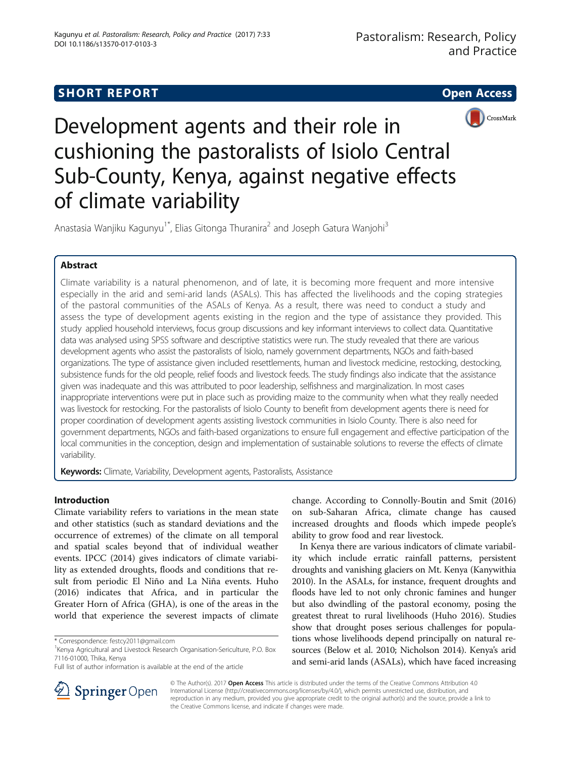SHORT REPORT

Open Access

# Development agents and their role in cushioning the pastoralists of Isiolo Central Sub-County, Kenya, against negative effects of climate variability

Anastasia Wanjiku Kagunyu[1*], Elias Gitonga Thuranira[2] and Joseph Gatura Wanjohi[3]

## Abstract

Climate variability is a natural phenomenon, and of late, it is becoming more frequent and more intensive especially in the arid and semi-arid lands (ASALs). This has affected the livelihoods and the coping strategies of the pastoral communities of the ASALs of Kenya. As a result, there was need to conduct a study and assess the type of development agents existing in the region and the type of assistance they provided. This study applied household interviews, focus group discussions and key informant interviews to collect data. Quantitative data was analysed using SPSS software and descriptive statistics were run. The study revealed that there are various development agents who assist the pastoralists of Isiolo, namely government departments, NGOs and faith-based organizations. The type of assistance given included resettlements, human and livestock medicine, restocking, destocking, subsistence funds for the old people, relief foods and livestock feeds. The study findings also indicate that the assistance given was inadequate and this was attributed to poor leadership, selfishness and marginalization. In most cases inappropriate interventions were put in place such as providing maize to the community when what they really needed was livestock for restocking. For the pastoralists of Isiolo County to benefit from development agents there is need for proper coordination of development agents assisting livestock communities in Isiolo County. There is also need for government departments, NGOs and faith-based organizations to ensure full engagement and effective participation of the local communities in the conception, design and implementation of sustainable solutions to reverse the effects of climate variability.

**Keywords:** Climate, Variability, Development agents, Pastoralists, Assistance

## Introduction

Climate variability refers to variations in the mean state and other statistics (such as standard deviations and the occurrence of extremes) of the climate on all temporal and spatial scales beyond that of individual weather events. IPCC (2014) gives indicators of climate variability as extended droughts, floods and conditions that result from periodic El Niño and La Niña events. Huho (2016) indicates that Africa, and in particular the Greater Horn of Africa (GHA), is one of the areas in the world that experience the severest impacts of climate change. According to Connolly-Boutin and Smit (2016) on sub-Saharan Africa, climate change has caused increased droughts and floods which impede people's ability to grow food and rear livestock.

In Kenya there are various indicators of climate variability which include erratic rainfall patterns, persistent droughts and vanishing glaciers on Mt. Kenya (Kanywithia 2010). In the ASALs, for instance, frequent droughts and floods have led to not only chronic famines and hunger but also dwindling of the pastoral economy, posing the greatest threat to rural livelihoods (Huho 2016). Studies show that drought poses serious challenges for populations whose livelihoods depend principally on natural resources (Below et al. 2010; Nicholson 2014). Kenya's arid and semi-arid lands (ASALs), which have faced increasing

* Correspondence: festcy2011@gmail.com
[1]Kenya Agricultural and Livestock Research Organisation-Sericulture, P.O. Box 7116-01000, Thika, Kenya
Full list of author information is available at the end of the article

© The Author(s). 2017 **Open Access** This article is distributed under the terms of the Creative Commons Attribution 4.0 International License (http://creativecommons.org/licenses/by/4.0/), which permits unrestricted use, distribution, and reproduction in any medium, provided you give appropriate credit to the original author(s) and the source, provide a link to the Creative Commons license, and indicate if changes were made.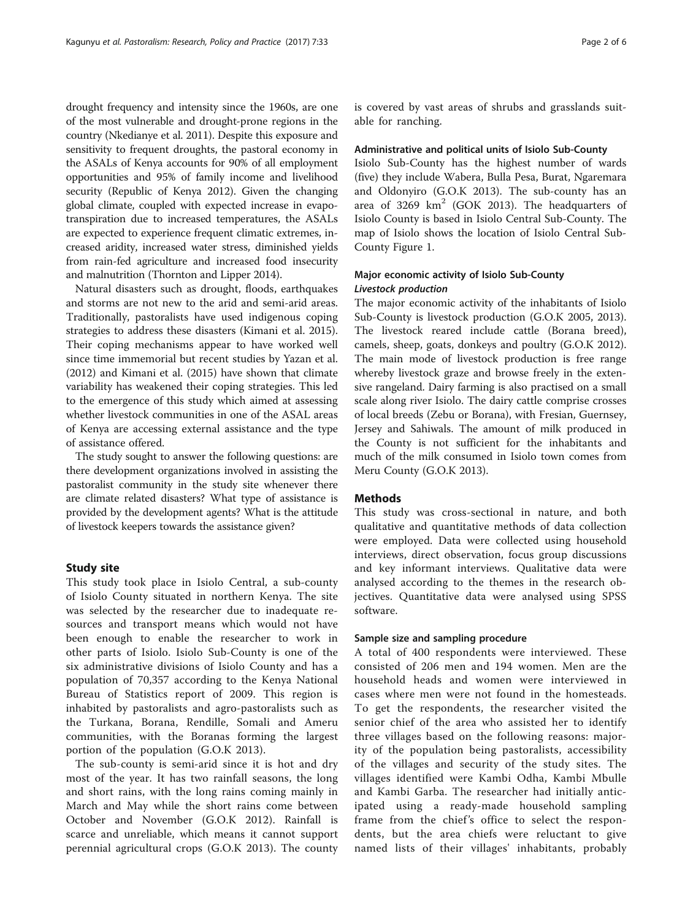drought frequency and intensity since the 1960s, are one of the most vulnerable and drought-prone regions in the country (Nkedianye et al. 2011). Despite this exposure and sensitivity to frequent droughts, the pastoral economy in the ASALs of Kenya accounts for 90% of all employment opportunities and 95% of family income and livelihood security (Republic of Kenya 2012). Given the changing global climate, coupled with expected increase in evapotranspiration due to increased temperatures, the ASALs are expected to experience frequent climatic extremes, increased aridity, increased water stress, diminished yields from rain-fed agriculture and increased food insecurity and malnutrition (Thornton and Lipper 2014).

Natural disasters such as drought, floods, earthquakes and storms are not new to the arid and semi-arid areas. Traditionally, pastoralists have used indigenous coping strategies to address these disasters (Kimani et al. 2015). Their coping mechanisms appear to have worked well since time immemorial but recent studies by Yazan et al. (2012) and Kimani et al. (2015) have shown that climate variability has weakened their coping strategies. This led to the emergence of this study which aimed at assessing whether livestock communities in one of the ASAL areas of Kenya are accessing external assistance and the type of assistance offered.

The study sought to answer the following questions: are there development organizations involved in assisting the pastoralist community in the study site whenever there are climate related disasters? What type of assistance is provided by the development agents? What is the attitude of livestock keepers towards the assistance given?

## Study site

This study took place in Isiolo Central, a sub-county of Isiolo County situated in northern Kenya. The site was selected by the researcher due to inadequate resources and transport means which would not have been enough to enable the researcher to work in other parts of Isiolo. Isiolo Sub-County is one of the six administrative divisions of Isiolo County and has a population of 70,357 according to the Kenya National Bureau of Statistics report of 2009. This region is inhabited by pastoralists and agro-pastoralists such as the Turkana, Borana, Rendille, Somali and Ameru communities, with the Boranas forming the largest portion of the population (G.O.K 2013).

The sub-county is semi-arid since it is hot and dry most of the year. It has two rainfall seasons, the long and short rains, with the long rains coming mainly in March and May while the short rains come between October and November (G.O.K 2012). Rainfall is scarce and unreliable, which means it cannot support perennial agricultural crops (G.O.K 2013). The county is covered by vast areas of shrubs and grasslands suitable for ranching.

### Administrative and political units of Isiolo Sub-County

Isiolo Sub-County has the highest number of wards (five) they include Wabera, Bulla Pesa, Burat, Ngaremara and Oldonyiro (G.O.K 2013). The sub-county has an area of 3269 km$^2$ (GOK 2013). The headquarters of Isiolo County is based in Isiolo Central Sub-County. The map of Isiolo shows the location of Isiolo Central Sub-County Figure 1.

### Major economic activity of Isiolo Sub-County

#### *Livestock production*

The major economic activity of the inhabitants of Isiolo Sub-County is livestock production (G.O.K 2005, 2013). The livestock reared include cattle (Borana breed), camels, sheep, goats, donkeys and poultry (G.O.K 2012). The main mode of livestock production is free range whereby livestock graze and browse freely in the extensive rangeland. Dairy farming is also practised on a small scale along river Isiolo. The dairy cattle comprise crosses of local breeds (Zebu or Borana), with Fresian, Guernsey, Jersey and Sahiwals. The amount of milk produced in the County is not sufficient for the inhabitants and much of the milk consumed in Isiolo town comes from Meru County (G.O.K 2013).

## Methods

This study was cross-sectional in nature, and both qualitative and quantitative methods of data collection were employed. Data were collected using household interviews, direct observation, focus group discussions and key informant interviews. Qualitative data were analysed according to the themes in the research objectives. Quantitative data were analysed using SPSS software.

### Sample size and sampling procedure

A total of 400 respondents were interviewed. These consisted of 206 men and 194 women. Men are the household heads and women were interviewed in cases where men were not found in the homesteads. To get the respondents, the researcher visited the senior chief of the area who assisted her to identify three villages based on the following reasons: majority of the population being pastoralists, accessibility of the villages and security of the study sites. The villages identified were Kambi Odha, Kambi Mbulle and Kambi Garba. The researcher had initially anticipated using a ready-made household sampling frame from the chief's office to select the respondents, but the area chiefs were reluctant to give named lists of their villages' inhabitants, probably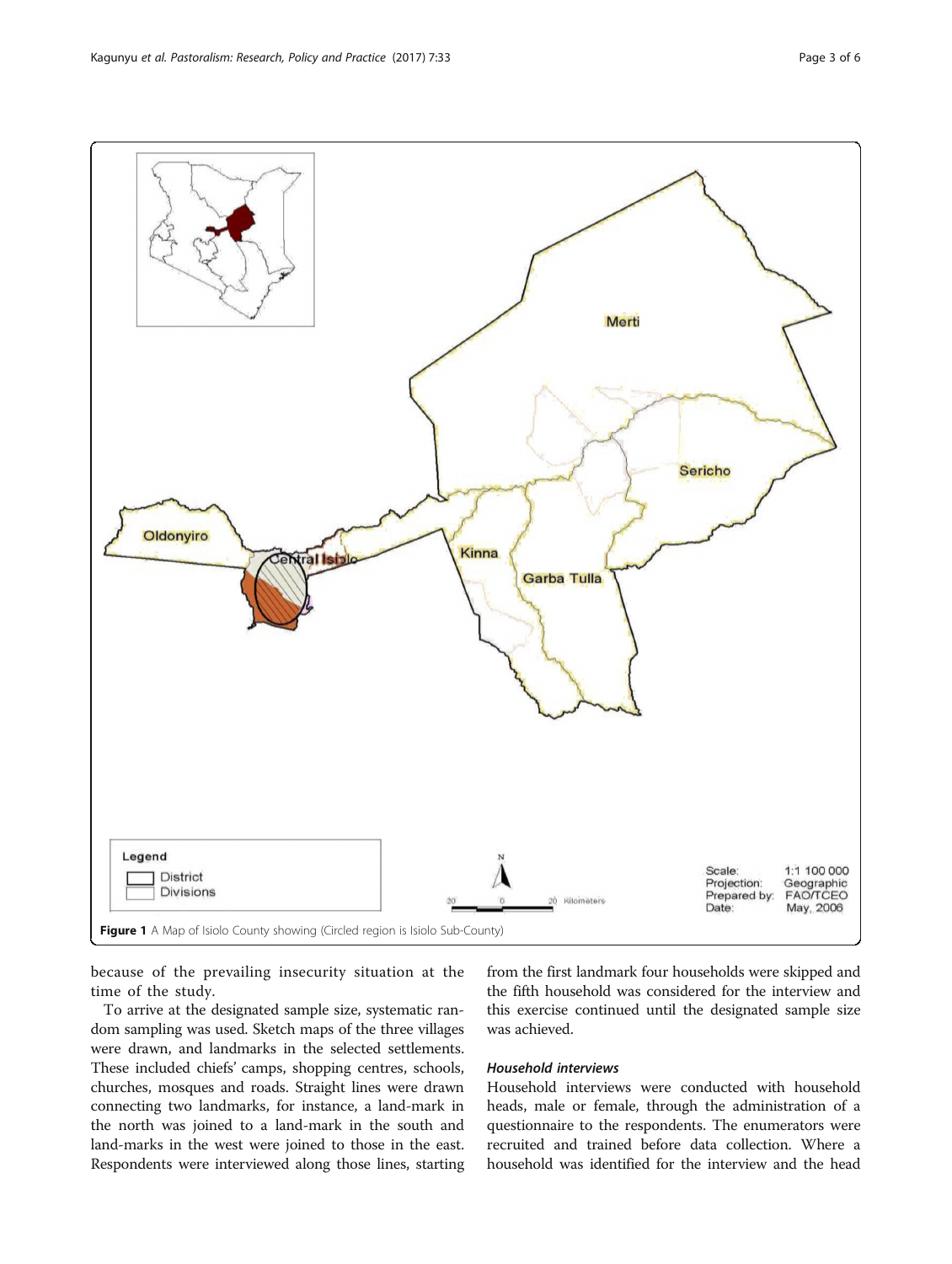Figure 1 A Map of Isiolo County showing (Circled region is Isiolo Sub-County)

because of the prevailing insecurity situation at the time of the study.

To arrive at the designated sample size, systematic random sampling was used. Sketch maps of the three villages were drawn, and landmarks in the selected settlements. These included chiefs' camps, shopping centres, schools, churches, mosques and roads. Straight lines were drawn connecting two landmarks, for instance, a land-mark in the north was joined to a land-mark in the south and land-marks in the west were joined to those in the east. Respondents were interviewed along those lines, starting from the first landmark four households were skipped and the fifth household was considered for the interview and this exercise continued until the designated sample size was achieved.

### *Household interviews*

Household interviews were conducted with household heads, male or female, through the administration of a questionnaire to the respondents. The enumerators were recruited and trained before data collection. Where a household was identified for the interview and the head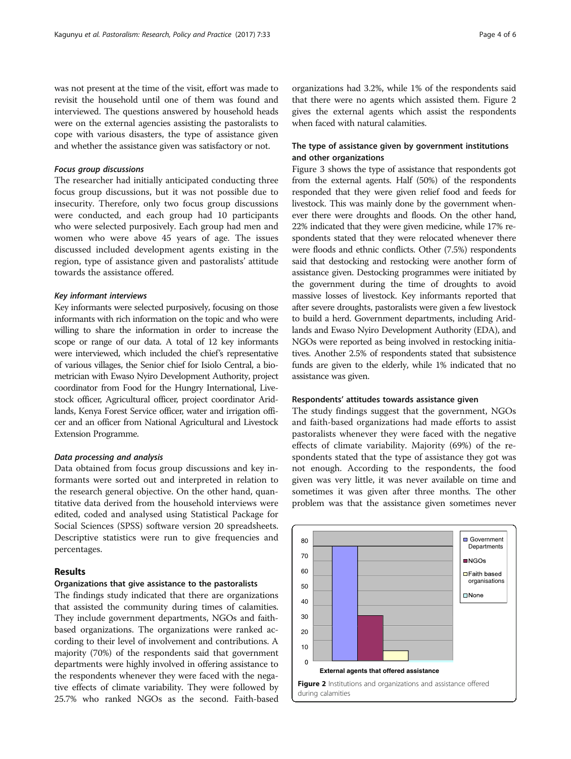was not present at the time of the visit, effort was made to revisit the household until one of them was found and interviewed. The questions answered by household heads were on the external agencies assisting the pastoralists to cope with various disasters, the type of assistance given and whether the assistance given was satisfactory or not.

#### *Focus group discussions*

The researcher had initially anticipated conducting three focus group discussions, but it was not possible due to insecurity. Therefore, only two focus group discussions were conducted, and each group had 10 participants who were selected purposively. Each group had men and women who were above 45 years of age. The issues discussed included development agents existing in the region, type of assistance given and pastoralists' attitude towards the assistance offered.

#### *Key informant interviews*

Key informants were selected purposively, focusing on those informants with rich information on the topic and who were willing to share the information in order to increase the scope or range of our data. A total of 12 key informants were interviewed, which included the chief's representative of various villages, the Senior chief for Isiolo Central, a biometrician with Ewaso Nyiro Development Authority, project coordinator from Food for the Hungry International, Livestock officer, Agricultural officer, project coordinator Aridlands, Kenya Forest Service officer, water and irrigation officer and an officer from National Agricultural and Livestock Extension Programme.

#### *Data processing and analysis*

Data obtained from focus group discussions and key informants were sorted out and interpreted in relation to the research general objective. On the other hand, quantitative data derived from the household interviews were edited, coded and analysed using Statistical Package for Social Sciences (SPSS) software version 20 spreadsheets. Descriptive statistics were run to give frequencies and percentages.

## Results

### Organizations that give assistance to the pastoralists

The findings study indicated that there are organizations that assisted the community during times of calamities. They include government departments, NGOs and faith-based organizations. The organizations were ranked according to their level of involvement and contributions. A majority (70%) of the respondents said that government departments were highly involved in offering assistance to the respondents whenever they were faced with the negative effects of climate variability. They were followed by 25.7% who ranked NGOs as the second. Faith-based organizations had 3.2%, while 1% of the respondents said that there were no agents which assisted them. Figure 2 gives the external agents which assist the respondents when faced with natural calamities.

### The type of assistance given by government institutions and other organizations

Figure 3 shows the type of assistance that respondents got from the external agents. Half (50%) of the respondents responded that they were given relief food and feeds for livestock. This was mainly done by the government whenever there were droughts and floods. On the other hand, 22% indicated that they were given medicine, while 17% respondents stated that they were relocated whenever there were floods and ethnic conflicts. Other (7.5%) respondents said that destocking and restocking were another form of assistance given. Destocking programmes were initiated by the government during the time of droughts to avoid massive losses of livestock. Key informants reported that after severe droughts, pastoralists were given a few livestock to build a herd. Government departments, including Aridlands and Ewaso Nyiro Development Authority (EDA), and NGOs were reported as being involved in restocking initiatives. Another 2.5% of respondents stated that subsistence funds are given to the elderly, while 1% indicated that no assistance was given.

### Respondents' attitudes towards assistance given

The study findings suggest that the government, NGOs and faith-based organizations had made efforts to assist pastoralists whenever they were faced with the negative effects of climate variability. Majority (69%) of the respondents stated that the type of assistance they got was not enough. According to the respondents, the food given was very little, it was never available on time and sometimes it was given after three months. The other problem was that the assistance given sometimes never

**Figure 2** Institutions and organizations and assistance offered during calamities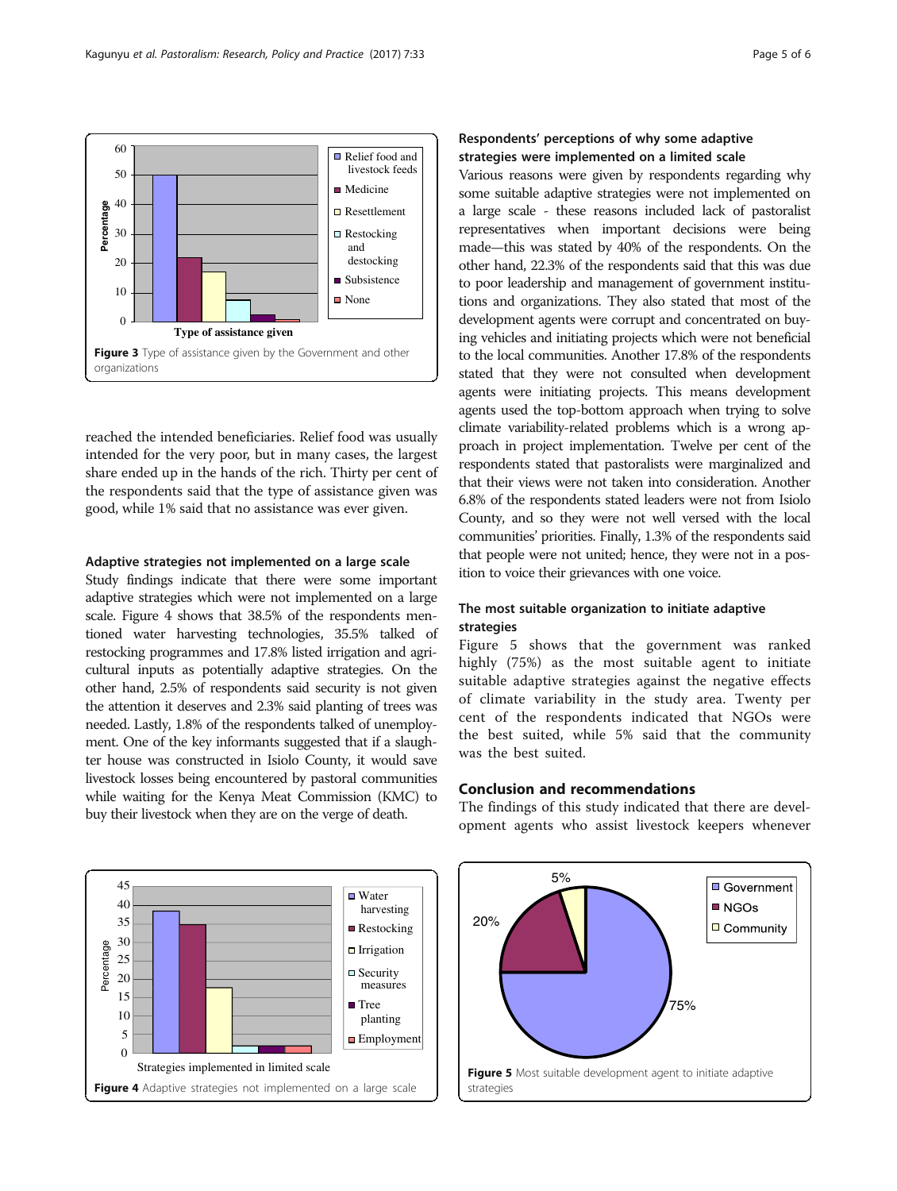Figure 3 Type of assistance given by the Government and other organizations

reached the intended beneficiaries. Relief food was usually intended for the very poor, but in many cases, the largest share ended up in the hands of the rich. Thirty per cent of the respondents said that the type of assistance given was good, while 1% said that no assistance was ever given.

### Adaptive strategies not implemented on a large scale

Study findings indicate that there were some important adaptive strategies which were not implemented on a large scale. Figure 4 shows that 38.5% of the respondents mentioned water harvesting technologies, 35.5% talked of restocking programmes and 17.8% listed irrigation and agricultural inputs as potentially adaptive strategies. On the other hand, 2.5% of respondents said security is not given the attention it deserves and 2.3% said planting of trees was needed. Lastly, 1.8% of the respondents talked of unemployment. One of the key informants suggested that if a slaughter house was constructed in Isiolo County, it would save livestock losses being encountered by pastoral communities while waiting for the Kenya Meat Commission (KMC) to buy their livestock when they are on the verge of death.

### Respondents' perceptions of why some adaptive strategies were implemented on a limited scale

Various reasons were given by respondents regarding why some suitable adaptive strategies were not implemented on a large scale - these reasons included lack of pastoralist representatives when important decisions were being made—this was stated by 40% of the respondents. On the other hand, 22.3% of the respondents said that this was due to poor leadership and management of government institutions and organizations. They also stated that most of the development agents were corrupt and concentrated on buying vehicles and initiating projects which were not beneficial to the local communities. Another 17.8% of the respondents stated that they were not consulted when development agents were initiating projects. This means development agents used the top-bottom approach when trying to solve climate variability-related problems which is a wrong approach in project implementation. Twelve per cent of the respondents stated that pastoralists were marginalized and that their views were not taken into consideration. Another 6.8% of the respondents stated leaders were not from Isiolo County, and so they were not well versed with the local communities' priorities. Finally, 1.3% of the respondents said that people were not united; hence, they were not in a position to voice their grievances with one voice.

### The most suitable organization to initiate adaptive strategies

Figure 5 shows that the government was ranked highly (75%) as the most suitable agent to initiate suitable adaptive strategies against the negative effects of climate variability in the study area. Twenty per cent of the respondents indicated that NGOs were the best suited, while 5% said that the community was the best suited.

## Conclusion and recommendations

The findings of this study indicated that there are development agents who assist livestock keepers whenever

Figure 4 Adaptive strategies not implemented on a large scale

Figure 5 Most suitable development agent to initiate adaptive strategies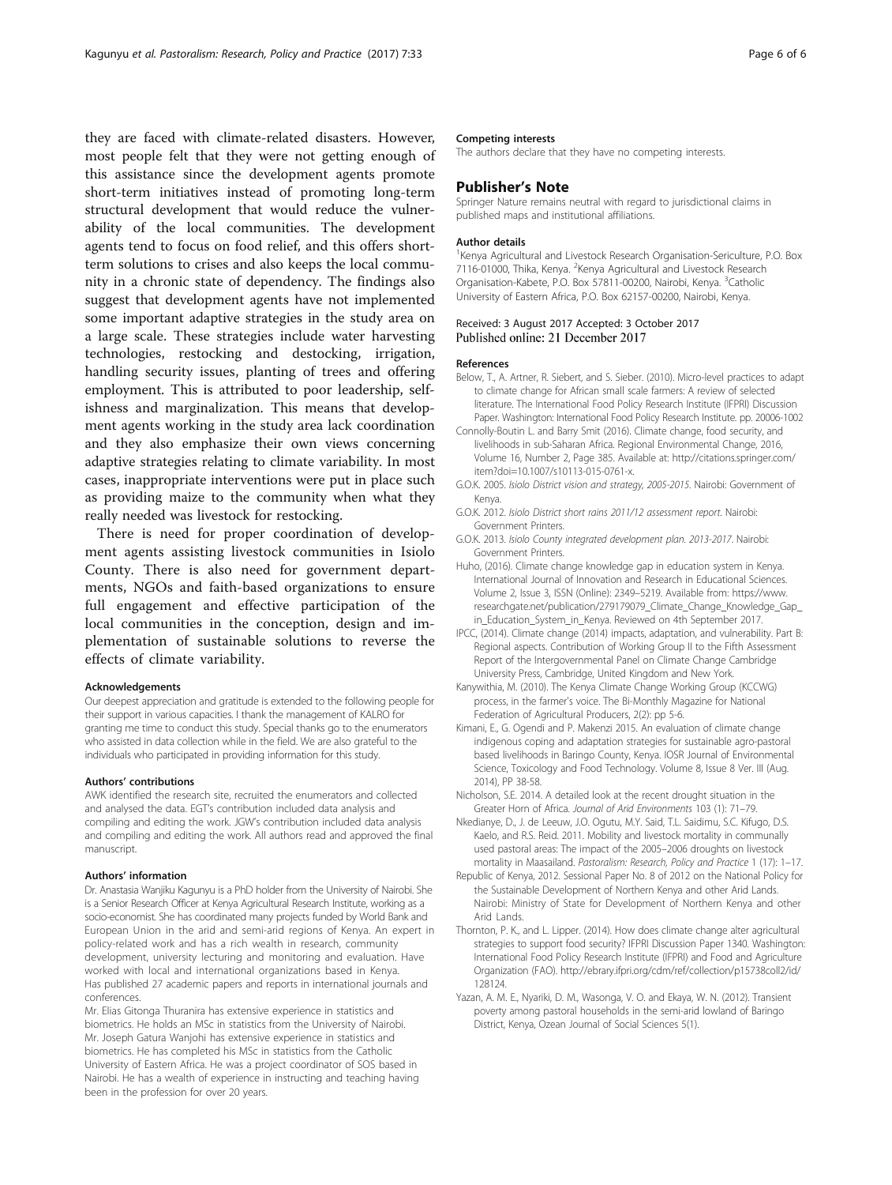they are faced with climate-related disasters. However, most people felt that they were not getting enough of this assistance since the development agents promote short-term initiatives instead of promoting long-term structural development that would reduce the vulnerability of the local communities. The development agents tend to focus on food relief, and this offers short-term solutions to crises and also keeps the local community in a chronic state of dependency. The findings also suggest that development agents have not implemented some important adaptive strategies in the study area on a large scale. These strategies include water harvesting technologies, restocking and destocking, irrigation, handling security issues, planting of trees and offering employment. This is attributed to poor leadership, selfishness and marginalization. This means that development agents working in the study area lack coordination and they also emphasize their own views concerning adaptive strategies relating to climate variability. In most cases, inappropriate interventions were put in place such as providing maize to the community when what they really needed was livestock for restocking.

There is need for proper coordination of development agents assisting livestock communities in Isiolo County. There is also need for government departments, NGOs and faith-based organizations to ensure full engagement and effective participation of the local communities in the conception, design and implementation of sustainable solutions to reverse the effects of climate variability.

#### Acknowledgements

Our deepest appreciation and gratitude is extended to the following people for their support in various capacities. I thank the management of KALRO for granting me time to conduct this study. Special thanks go to the enumerators who assisted in data collection while in the field. We are also grateful to the individuals who participated in providing information for this study.

#### Authors' contributions

AWK identified the research site, recruited the enumerators and collected and analysed the data. EGT's contribution included data analysis and compiling and editing the work. JGW's contribution included data analysis and compiling and editing the work. All authors read and approved the final manuscript.

#### Authors' information

Dr. Anastasia Wanjiku Kagunyu is a PhD holder from the University of Nairobi. She is a Senior Research Officer at Kenya Agricultural Research Institute, working as a socio-economist. She has coordinated many projects funded by World Bank and European Union in the arid and semi-arid regions of Kenya. An expert in policy-related work and has a rich wealth in research, community development, university lecturing and monitoring and evaluation. Have worked with local and international organizations based in Kenya. Has published 27 academic papers and reports in international journals and conferences.

Mr. Elias Gitonga Thuranira has extensive experience in statistics and biometrics. He holds an MSc in statistics from the University of Nairobi. Mr. Joseph Gatura Wanjohi has extensive experience in statistics and biometrics. He has completed his MSc in statistics from the Catholic University of Eastern Africa. He was a project coordinator of SOS based in Nairobi. He has a wealth of experience in instructing and teaching having been in the profession for over 20 years.

#### Competing interests

The authors declare that they have no competing interests.

## Publisher's Note

Springer Nature remains neutral with regard to jurisdictional claims in published maps and institutional affiliations.

#### Author details

[1]Kenya Agricultural and Livestock Research Organisation-Sericulture, P.O. Box 7116-01000, Thika, Kenya. [2]Kenya Agricultural and Livestock Research Organisation-Kabete, P.O. Box 57811-00200, Nairobi, Kenya. [3]Catholic University of Eastern Africa, P.O. Box 62157-00200, Nairobi, Kenya.

Received: 3 August 2017 Accepted: 3 October 2017
Published online: 21 December 2017

#### References

- Below, T., A. Artner, R. Siebert, and S. Sieber. (2010). Micro-level practices to adapt to climate change for African small scale farmers: A review of selected literature. The International Food Policy Research Institute (IFPRI) Discussion Paper. Washington: International Food Policy Research Institute. pp. 20006-1002
- Connolly-Boutin L. and Barry Smit (2016). Climate change, food security, and livelihoods in sub-Saharan Africa. Regional Environmental Change, 2016, Volume 16, Number 2, Page 385. Available at: http://citations.springer.com/item?doi=10.1007/s10113-015-0761-x.
- G.O.K. 2005. *Isiolo District vision and strategy, 2005-2015*. Nairobi: Government of Kenya.
- G.O.K. 2012. *Isiolo District short rains 2011/12 assessment report*. Nairobi: Government Printers.
- G.O.K. 2013. *Isiolo County integrated development plan. 2013-2017*. Nairobi: Government Printers.
- Huho, (2016). Climate change knowledge gap in education system in Kenya. International Journal of Innovation and Research in Educational Sciences. Volume 2, Issue 3, ISSN (Online): 2349–5219. Available from: https://www.researchgate.net/publication/279179079_Climate_Change_Knowledge_Gap_in_Education_System_in_Kenya. Reviewed on 4th September 2017.
- IPCC, (2014). Climate change (2014) impacts, adaptation, and vulnerability. Part B: Regional aspects. Contribution of Working Group II to the Fifth Assessment Report of the Intergovernmental Panel on Climate Change Cambridge University Press, Cambridge, United Kingdom and New York.
- Kanywithia, M. (2010). The Kenya Climate Change Working Group (KCCWG) process, in the farmer's voice. The Bi-Monthly Magazine for National Federation of Agricultural Producers, 2(2): pp 5-6.
- Kimani, E., G. Ogendi and P. Makenzi 2015. An evaluation of climate change indigenous coping and adaptation strategies for sustainable agro-pastoral based livelihoods in Baringo County, Kenya. IOSR Journal of Environmental Science, Toxicology and Food Technology. Volume 8, Issue 8 Ver. III (Aug. 2014), PP 38-58.
- Nicholson, S.E. 2014. A detailed look at the recent drought situation in the Greater Horn of Africa. *Journal of Arid Environments* 103 (1): 71–79.
- Nkedianye, D., J. de Leeuw, J.O. Ogutu, M.Y. Said, T.L. Saidimu, S.C. Kifugo, D.S. Kaelo, and R.S. Reid. 2011. Mobility and livestock mortality in communally used pastoral areas: The impact of the 2005–2006 droughts on livestock mortality in Maasailand. *Pastoralism: Research, Policy and Practice* 1 (17): 1–17.
- Republic of Kenya, 2012. Sessional Paper No. 8 of 2012 on the National Policy for the Sustainable Development of Northern Kenya and other Arid Lands. Nairobi: Ministry of State for Development of Northern Kenya and other Arid Lands.
- Thornton, P. K., and L. Lipper. (2014). How does climate change alter agricultural strategies to support food security? IFPRI Discussion Paper 1340. Washington: International Food Policy Research Institute (IFPRI) and Food and Agriculture Organization (FAO). http://ebrary.ifpri.org/cdm/ref/collection/p15738coll2/id/128124.
- Yazan, A. M. E., Nyariki, D. M., Wasonga, V. O. and Ekaya, W. N. (2012). Transient poverty among pastoral households in the semi-arid lowland of Baringo District, Kenya, Ozean Journal of Social Sciences 5(1).